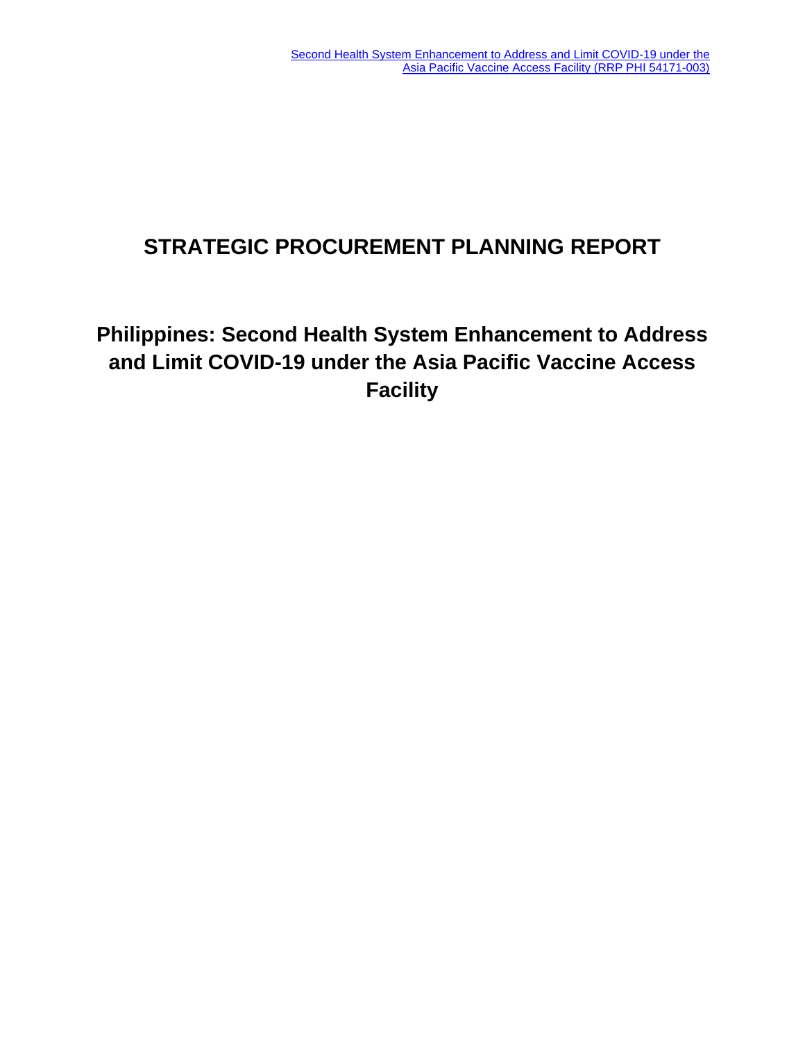# STRATEGIC PROCUREMENT PLANNING REPORT

## Philippines: Second Health System Enhancement to Address and Limit COVID-19 under the Asia Pacific Vaccine Access Facility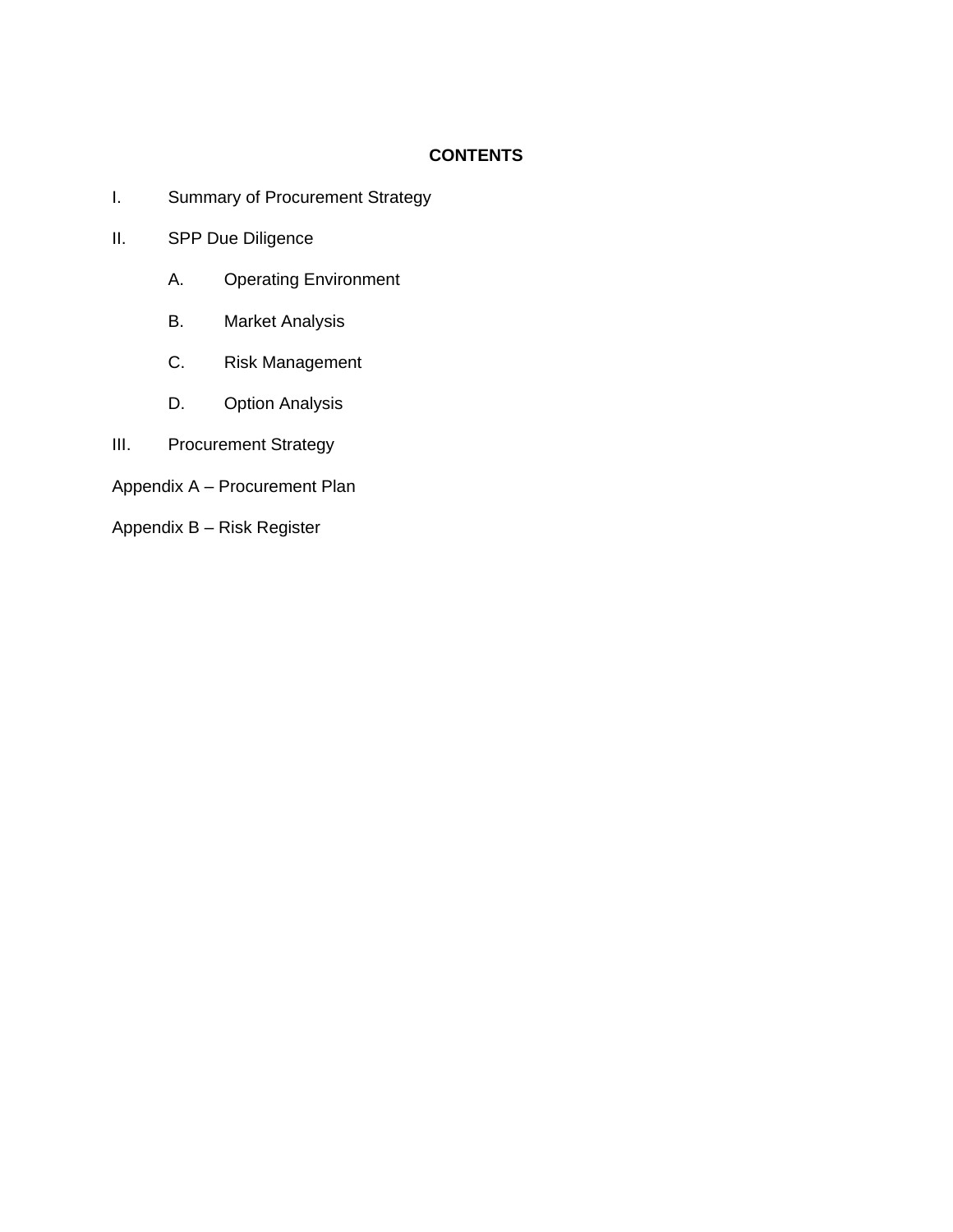**CONTENTS**

I. Summary of Procurement Strategy

II. SPP Due Diligence

- A. Operating Environment
- B. Market Analysis
- C. Risk Management
- D. Option Analysis

III. Procurement Strategy

Appendix A – Procurement Plan

Appendix B – Risk Register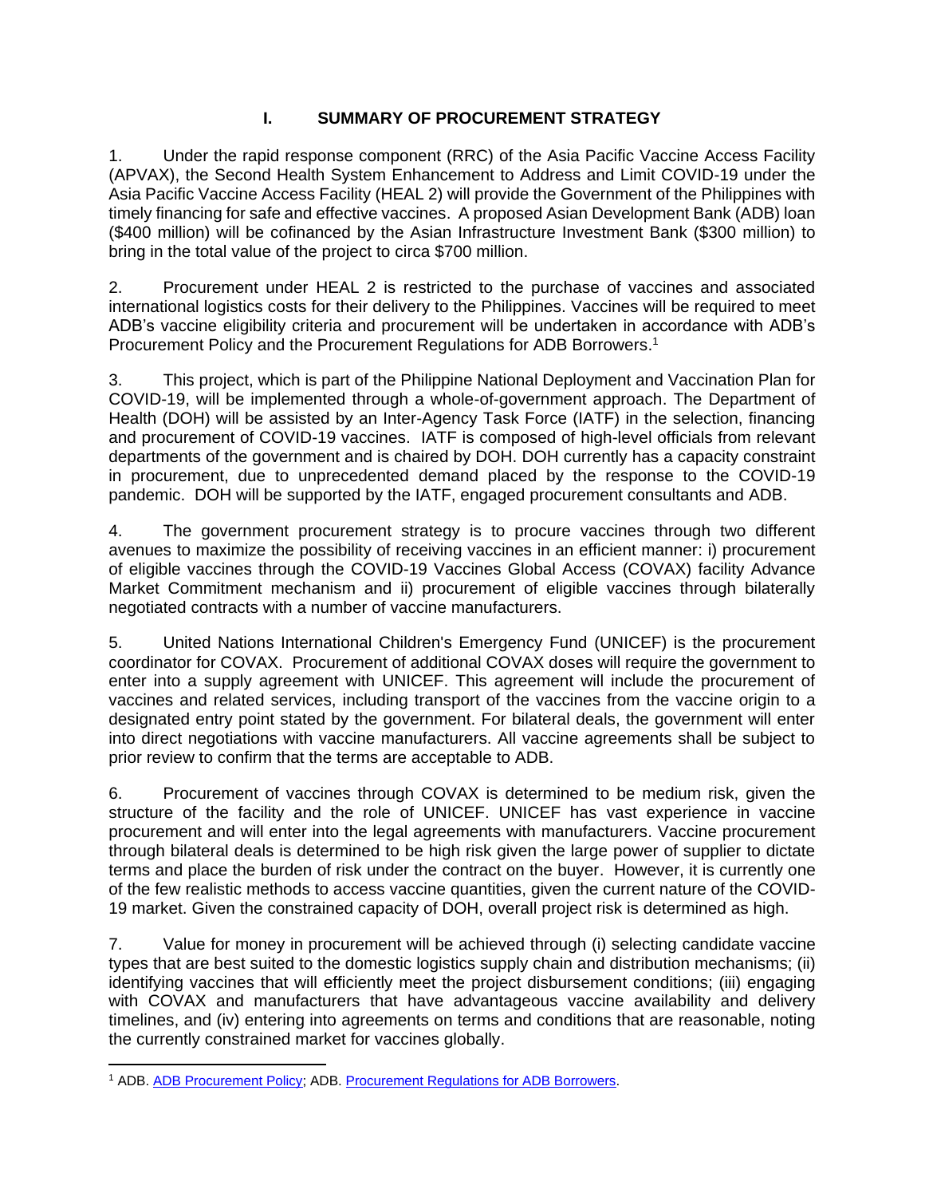# I. SUMMARY OF PROCUREMENT STRATEGY

1. Under the rapid response component (RRC) of the Asia Pacific Vaccine Access Facility (APVAX), the Second Health System Enhancement to Address and Limit COVID-19 under the Asia Pacific Vaccine Access Facility (HEAL 2) will provide the Government of the Philippines with timely financing for safe and effective vaccines. A proposed Asian Development Bank (ADB) loan ($400 million) will be cofinanced by the Asian Infrastructure Investment Bank ($300 million) to bring in the total value of the project to circa $700 million.

2. Procurement under HEAL 2 is restricted to the purchase of vaccines and associated international logistics costs for their delivery to the Philippines. Vaccines will be required to meet ADB's vaccine eligibility criteria and procurement will be undertaken in accordance with ADB's Procurement Policy and the Procurement Regulations for ADB Borrowers.[1]

3. This project, which is part of the Philippine National Deployment and Vaccination Plan for COVID-19, will be implemented through a whole-of-government approach. The Department of Health (DOH) will be assisted by an Inter-Agency Task Force (IATF) in the selection, financing and procurement of COVID-19 vaccines. IATF is composed of high-level officials from relevant departments of the government and is chaired by DOH. DOH currently has a capacity constraint in procurement, due to unprecedented demand placed by the response to the COVID-19 pandemic. DOH will be supported by the IATF, engaged procurement consultants and ADB.

4. The government procurement strategy is to procure vaccines through two different avenues to maximize the possibility of receiving vaccines in an efficient manner: i) procurement of eligible vaccines through the COVID-19 Vaccines Global Access (COVAX) facility Advance Market Commitment mechanism and ii) procurement of eligible vaccines through bilaterally negotiated contracts with a number of vaccine manufacturers.

5. United Nations International Children's Emergency Fund (UNICEF) is the procurement coordinator for COVAX. Procurement of additional COVAX doses will require the government to enter into a supply agreement with UNICEF. This agreement will include the procurement of vaccines and related services, including transport of the vaccines from the vaccine origin to a designated entry point stated by the government. For bilateral deals, the government will enter into direct negotiations with vaccine manufacturers. All vaccine agreements shall be subject to prior review to confirm that the terms are acceptable to ADB.

6. Procurement of vaccines through COVAX is determined to be medium risk, given the structure of the facility and the role of UNICEF. UNICEF has vast experience in vaccine procurement and will enter into the legal agreements with manufacturers. Vaccine procurement through bilateral deals is determined to be high risk given the large power of supplier to dictate terms and place the burden of risk under the contract on the buyer. However, it is currently one of the few realistic methods to access vaccine quantities, given the current nature of the COVID-19 market. Given the constrained capacity of DOH, overall project risk is determined as high.

7. Value for money in procurement will be achieved through (i) selecting candidate vaccine types that are best suited to the domestic logistics supply chain and distribution mechanisms; (ii) identifying vaccines that will efficiently meet the project disbursement conditions; (iii) engaging with COVAX and manufacturers that have advantageous vaccine availability and delivery timelines, and (iv) entering into agreements on terms and conditions that are reasonable, noting the currently constrained market for vaccines globally.

---

[1] ADB. ADB Procurement Policy; ADB. Procurement Regulations for ADB Borrowers.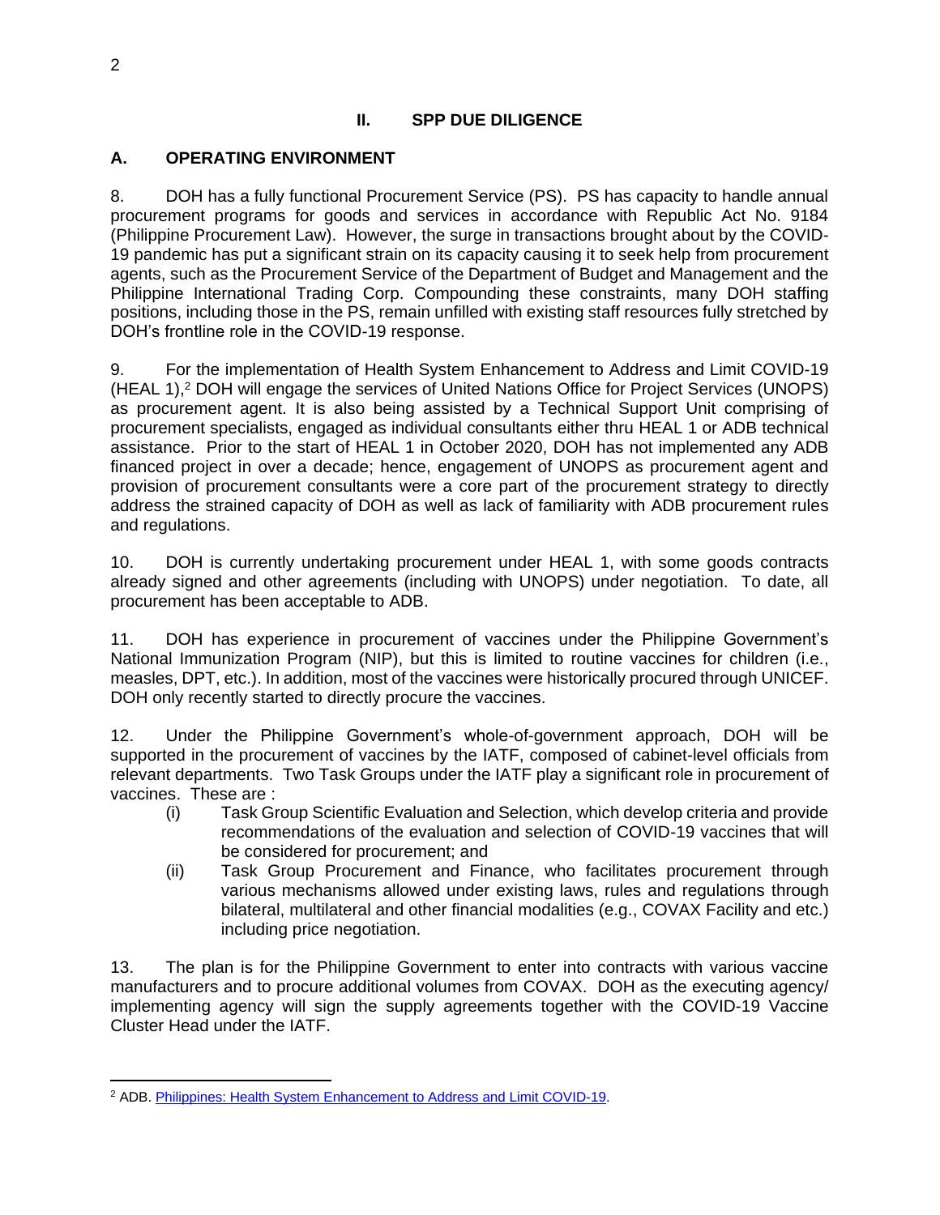## II. SPP DUE DILIGENCE

### A. OPERATING ENVIRONMENT

8. DOH has a fully functional Procurement Service (PS). PS has capacity to handle annual procurement programs for goods and services in accordance with Republic Act No. 9184 (Philippine Procurement Law). However, the surge in transactions brought about by the COVID-19 pandemic has put a significant strain on its capacity causing it to seek help from procurement agents, such as the Procurement Service of the Department of Budget and Management and the Philippine International Trading Corp. Compounding these constraints, many DOH staffing positions, including those in the PS, remain unfilled with existing staff resources fully stretched by DOH's frontline role in the COVID-19 response.

9. For the implementation of Health System Enhancement to Address and Limit COVID-19 (HEAL 1),[2] DOH will engage the services of United Nations Office for Project Services (UNOPS) as procurement agent. It is also being assisted by a Technical Support Unit comprising of procurement specialists, engaged as individual consultants either thru HEAL 1 or ADB technical assistance. Prior to the start of HEAL 1 in October 2020, DOH has not implemented any ADB financed project in over a decade; hence, engagement of UNOPS as procurement agent and provision of procurement consultants were a core part of the procurement strategy to directly address the strained capacity of DOH as well as lack of familiarity with ADB procurement rules and regulations.

10. DOH is currently undertaking procurement under HEAL 1, with some goods contracts already signed and other agreements (including with UNOPS) under negotiation. To date, all procurement has been acceptable to ADB.

11. DOH has experience in procurement of vaccines under the Philippine Government's National Immunization Program (NIP), but this is limited to routine vaccines for children (i.e., measles, DPT, etc.). In addition, most of the vaccines were historically procured through UNICEF. DOH only recently started to directly procure the vaccines.

12. Under the Philippine Government's whole-of-government approach, DOH will be supported in the procurement of vaccines by the IATF, composed of cabinet-level officials from relevant departments. Two Task Groups under the IATF play a significant role in procurement of vaccines. These are :

(i) Task Group Scientific Evaluation and Selection, which develop criteria and provide recommendations of the evaluation and selection of COVID-19 vaccines that will be considered for procurement; and

(ii) Task Group Procurement and Finance, who facilitates procurement through various mechanisms allowed under existing laws, rules and regulations through bilateral, multilateral and other financial modalities (e.g., COVAX Facility and etc.) including price negotiation.

13. The plan is for the Philippine Government to enter into contracts with various vaccine manufacturers and to procure additional volumes from COVAX. DOH as the executing agency/ implementing agency will sign the supply agreements together with the COVID-19 Vaccine Cluster Head under the IATF.

---

[2] ADB. Philippines: Health System Enhancement to Address and Limit COVID-19.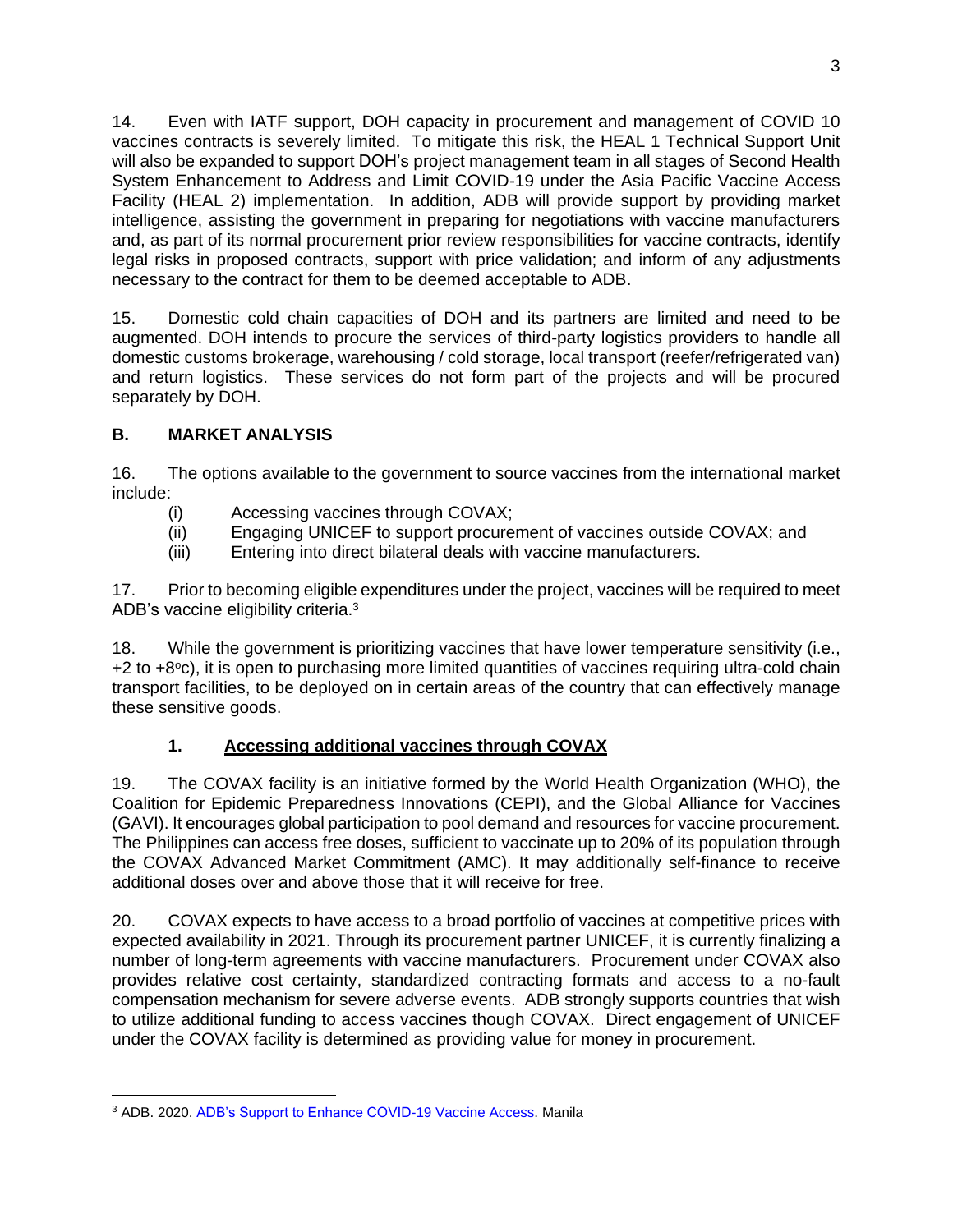14. Even with IATF support, DOH capacity in procurement and management of COVID 10 vaccines contracts is severely limited. To mitigate this risk, the HEAL 1 Technical Support Unit will also be expanded to support DOH's project management team in all stages of Second Health System Enhancement to Address and Limit COVID-19 under the Asia Pacific Vaccine Access Facility (HEAL 2) implementation. In addition, ADB will provide support by providing market intelligence, assisting the government in preparing for negotiations with vaccine manufacturers and, as part of its normal procurement prior review responsibilities for vaccine contracts, identify legal risks in proposed contracts, support with price validation; and inform of any adjustments necessary to the contract for them to be deemed acceptable to ADB.

15. Domestic cold chain capacities of DOH and its partners are limited and need to be augmented. DOH intends to procure the services of third-party logistics providers to handle all domestic customs brokerage, warehousing / cold storage, local transport (reefer/refrigerated van) and return logistics. These services do not form part of the projects and will be procured separately by DOH.

## B. MARKET ANALYSIS

16. The options available to the government to source vaccines from the international market include:

(i) Accessing vaccines through COVAX;
(ii) Engaging UNICEF to support procurement of vaccines outside COVAX; and
(iii) Entering into direct bilateral deals with vaccine manufacturers.

17. Prior to becoming eligible expenditures under the project, vaccines will be required to meet ADB's vaccine eligibility criteria.[3]

18. While the government is prioritizing vaccines that have lower temperature sensitivity (i.e., +2 to +8°c), it is open to purchasing more limited quantities of vaccines requiring ultra-cold chain transport facilities, to be deployed on in certain areas of the country that can effectively manage these sensitive goods.

### 1. Accessing additional vaccines through COVAX

19. The COVAX facility is an initiative formed by the World Health Organization (WHO), the Coalition for Epidemic Preparedness Innovations (CEPI), and the Global Alliance for Vaccines (GAVI). It encourages global participation to pool demand and resources for vaccine procurement. The Philippines can access free doses, sufficient to vaccinate up to 20% of its population through the COVAX Advanced Market Commitment (AMC). It may additionally self-finance to receive additional doses over and above those that it will receive for free.

20. COVAX expects to have access to a broad portfolio of vaccines at competitive prices with expected availability in 2021. Through its procurement partner UNICEF, it is currently finalizing a number of long-term agreements with vaccine manufacturers. Procurement under COVAX also provides relative cost certainty, standardized contracting formats and access to a no-fault compensation mechanism for severe adverse events. ADB strongly supports countries that wish to utilize additional funding to access vaccines though COVAX. Direct engagement of UNICEF under the COVAX facility is determined as providing value for money in procurement.

---

[3] ADB. 2020. ADB's Support to Enhance COVID-19 Vaccine Access. Manila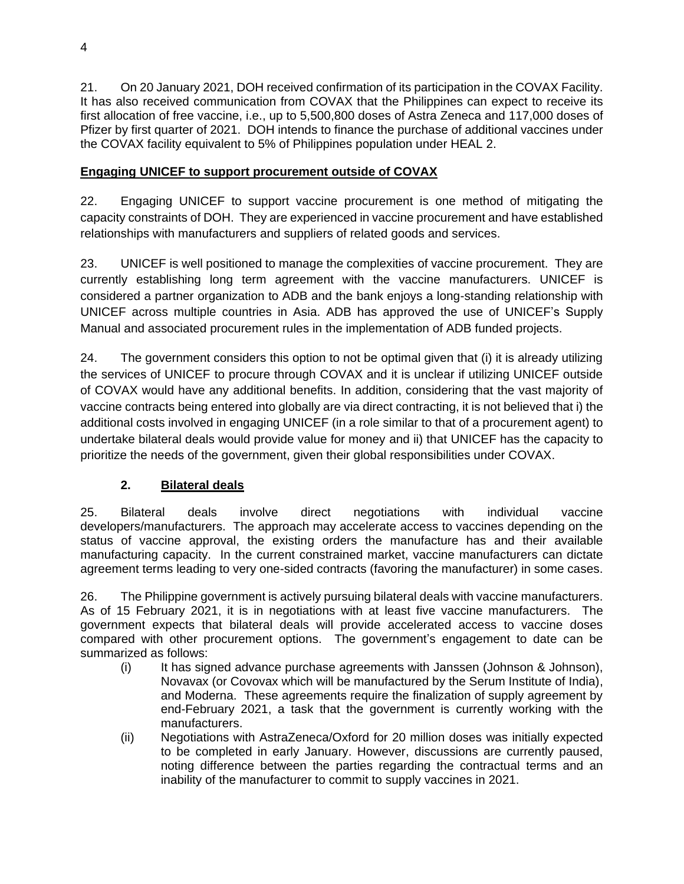21. On 20 January 2021, DOH received confirmation of its participation in the COVAX Facility. It has also received communication from COVAX that the Philippines can expect to receive its first allocation of free vaccine, i.e., up to 5,500,800 doses of Astra Zeneca and 117,000 doses of Pfizer by first quarter of 2021. DOH intends to finance the purchase of additional vaccines under the COVAX facility equivalent to 5% of Philippines population under HEAL 2.

**Engaging UNICEF to support procurement outside of COVAX**

22. Engaging UNICEF to support vaccine procurement is one method of mitigating the capacity constraints of DOH. They are experienced in vaccine procurement and have established relationships with manufacturers and suppliers of related goods and services.

23. UNICEF is well positioned to manage the complexities of vaccine procurement. They are currently establishing long term agreement with the vaccine manufacturers. UNICEF is considered a partner organization to ADB and the bank enjoys a long-standing relationship with UNICEF across multiple countries in Asia. ADB has approved the use of UNICEF's Supply Manual and associated procurement rules in the implementation of ADB funded projects.

24. The government considers this option to not be optimal given that (i) it is already utilizing the services of UNICEF to procure through COVAX and it is unclear if utilizing UNICEF outside of COVAX would have any additional benefits. In addition, considering that the vast majority of vaccine contracts being entered into globally are via direct contracting, it is not believed that i) the additional costs involved in engaging UNICEF (in a role similar to that of a procurement agent) to undertake bilateral deals would provide value for money and ii) that UNICEF has the capacity to prioritize the needs of the government, given their global responsibilities under COVAX.

## 2. Bilateral deals

25. Bilateral deals involve direct negotiations with individual vaccine developers/manufacturers. The approach may accelerate access to vaccines depending on the status of vaccine approval, the existing orders the manufacture has and their available manufacturing capacity. In the current constrained market, vaccine manufacturers can dictate agreement terms leading to very one-sided contracts (favoring the manufacturer) in some cases.

26. The Philippine government is actively pursuing bilateral deals with vaccine manufacturers. As of 15 February 2021, it is in negotiations with at least five vaccine manufacturers. The government expects that bilateral deals will provide accelerated access to vaccine doses compared with other procurement options. The government's engagement to date can be summarized as follows:

(i) It has signed advance purchase agreements with Janssen (Johnson & Johnson), Novavax (or Covovax which will be manufactured by the Serum Institute of India), and Moderna. These agreements require the finalization of supply agreement by end-February 2021, a task that the government is currently working with the manufacturers.

(ii) Negotiations with AstraZeneca/Oxford for 20 million doses was initially expected to be completed in early January. However, discussions are currently paused, noting difference between the parties regarding the contractual terms and an inability of the manufacturer to commit to supply vaccines in 2021.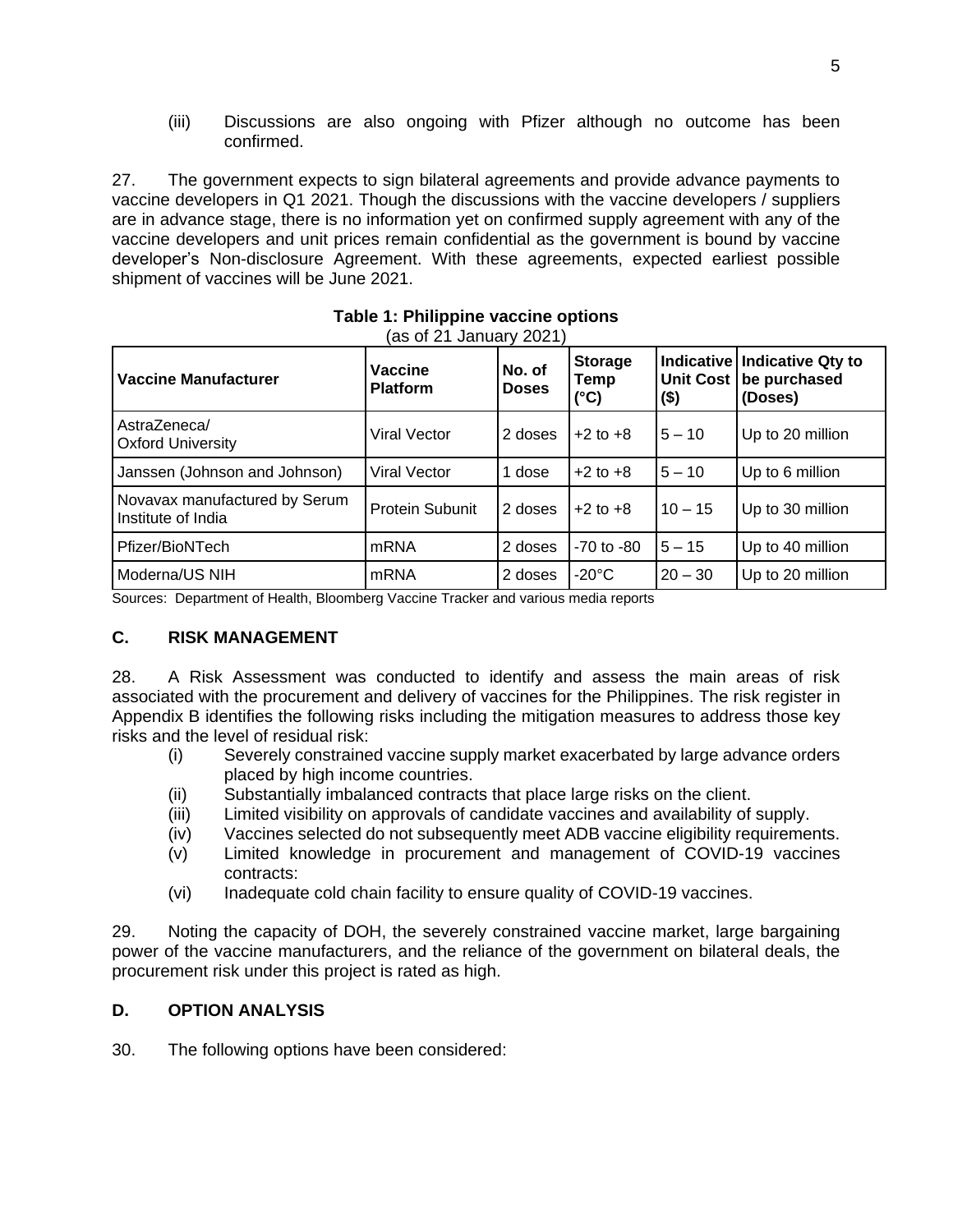(iii) Discussions are also ongoing with Pfizer although no outcome has been confirmed.

27. The government expects to sign bilateral agreements and provide advance payments to vaccine developers in Q1 2021. Though the discussions with the vaccine developers / suppliers are in advance stage, there is no information yet on confirmed supply agreement with any of the vaccine developers and unit prices remain confidential as the government is bound by vaccine developer's Non-disclosure Agreement. With these agreements, expected earliest possible shipment of vaccines will be June 2021.

**Table 1: Philippine vaccine options**
(as of 21 January 2021)

| Vaccine Manufacturer | Vaccine Platform | No. of Doses | Storage Temp (°C) | Indicative Unit Cost ($) | Indicative Qty to be purchased (Doses) |
|---|---|---|---|---|---|
| AstraZeneca/ Oxford University | Viral Vector | 2 doses | +2 to +8 | 5 – 10 | Up to 20 million |
| Janssen (Johnson and Johnson) | Viral Vector | 1 dose | +2 to +8 | 5 – 10 | Up to 6 million |
| Novavax manufactured by Serum Institute of India | Protein Subunit | 2 doses | +2 to +8 | 10 – 15 | Up to 30 million |
| Pfizer/BioNTech | mRNA | 2 doses | -70 to -80 | 5 – 15 | Up to 40 million |
| Moderna/US NIH | mRNA | 2 doses | -20°C | 20 – 30 | Up to 20 million |

Sources: Department of Health, Bloomberg Vaccine Tracker and various media reports

## C. RISK MANAGEMENT

28. A Risk Assessment was conducted to identify and assess the main areas of risk associated with the procurement and delivery of vaccines for the Philippines. The risk register in Appendix B identifies the following risks including the mitigation measures to address those key risks and the level of residual risk:

(i) Severely constrained vaccine supply market exacerbated by large advance orders placed by high income countries.
(ii) Substantially imbalanced contracts that place large risks on the client.
(iii) Limited visibility on approvals of candidate vaccines and availability of supply.
(iv) Vaccines selected do not subsequently meet ADB vaccine eligibility requirements.
(v) Limited knowledge in procurement and management of COVID-19 vaccines contracts:
(vi) Inadequate cold chain facility to ensure quality of COVID-19 vaccines.

29. Noting the capacity of DOH, the severely constrained vaccine market, large bargaining power of the vaccine manufacturers, and the reliance of the government on bilateral deals, the procurement risk under this project is rated as high.

## D. OPTION ANALYSIS

30. The following options have been considered: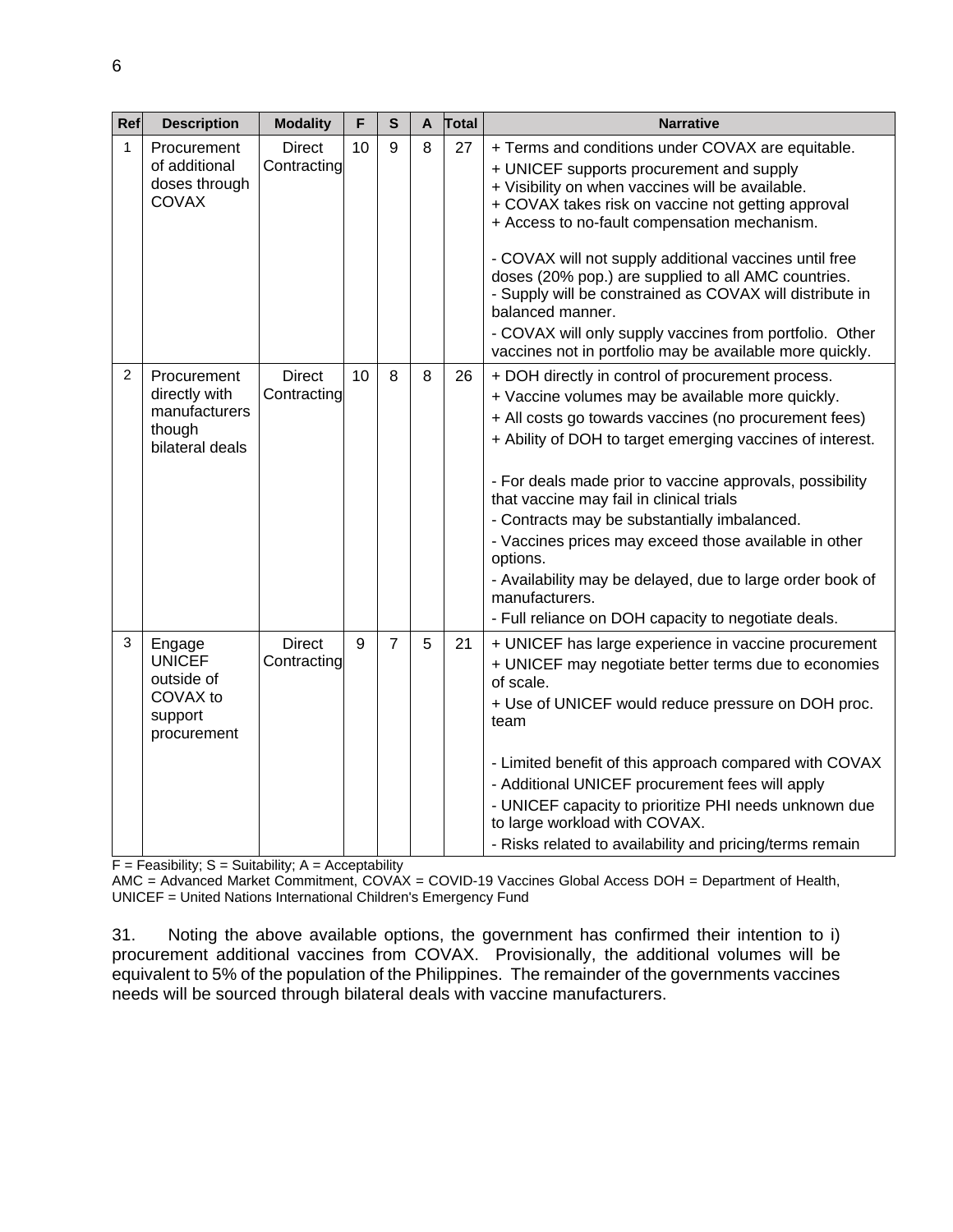| Ref | Description | Modality | F | S | A | Total | Narrative |
|---|---|---|---|---|---|---|---|
| 1 | Procurement of additional doses through COVAX | Direct Contracting | 10 | 9 | 8 | 27 | + Terms and conditions under COVAX are equitable.<br>+ UNICEF supports procurement and supply<br>+ Visibility on when vaccines will be available.<br>+ COVAX takes risk on vaccine not getting approval<br>+ Access to no-fault compensation mechanism.<br><br>- COVAX will not supply additional vaccines until free doses (20% pop.) are supplied to all AMC countries.<br>- Supply will be constrained as COVAX will distribute in balanced manner.<br>- COVAX will only supply vaccines from portfolio. Other vaccines not in portfolio may be available more quickly. |
| 2 | Procurement directly with manufacturers though bilateral deals | Direct Contracting | 10 | 8 | 8 | 26 | + DOH directly in control of procurement process.<br>+ Vaccine volumes may be available more quickly.<br>+ All costs go towards vaccines (no procurement fees)<br>+ Ability of DOH to target emerging vaccines of interest.<br><br>- For deals made prior to vaccine approvals, possibility that vaccine may fail in clinical trials<br>- Contracts may be substantially imbalanced.<br>- Vaccines prices may exceed those available in other options.<br>- Availability may be delayed, due to large order book of manufacturers.<br>- Full reliance on DOH capacity to negotiate deals. |
| 3 | Engage UNICEF outside of COVAX to support procurement | Direct Contracting | 9 | 7 | 5 | 21 | + UNICEF has large experience in vaccine procurement<br>+ UNICEF may negotiate better terms due to economies of scale.<br>+ Use of UNICEF would reduce pressure on DOH proc. team<br><br>- Limited benefit of this approach compared with COVAX<br>- Additional UNICEF procurement fees will apply<br>- UNICEF capacity to prioritize PHI needs unknown due to large workload with COVAX.<br>- Risks related to availability and pricing/terms remain |

F = Feasibility; S = Suitability; A = Acceptability
AMC = Advanced Market Commitment, COVAX = COVID-19 Vaccines Global Access DOH = Department of Health, UNICEF = United Nations International Children's Emergency Fund

31. Noting the above available options, the government has confirmed their intention to i) procurement additional vaccines from COVAX. Provisionally, the additional volumes will be equivalent to 5% of the population of the Philippines. The remainder of the governments vaccines needs will be sourced through bilateral deals with vaccine manufacturers.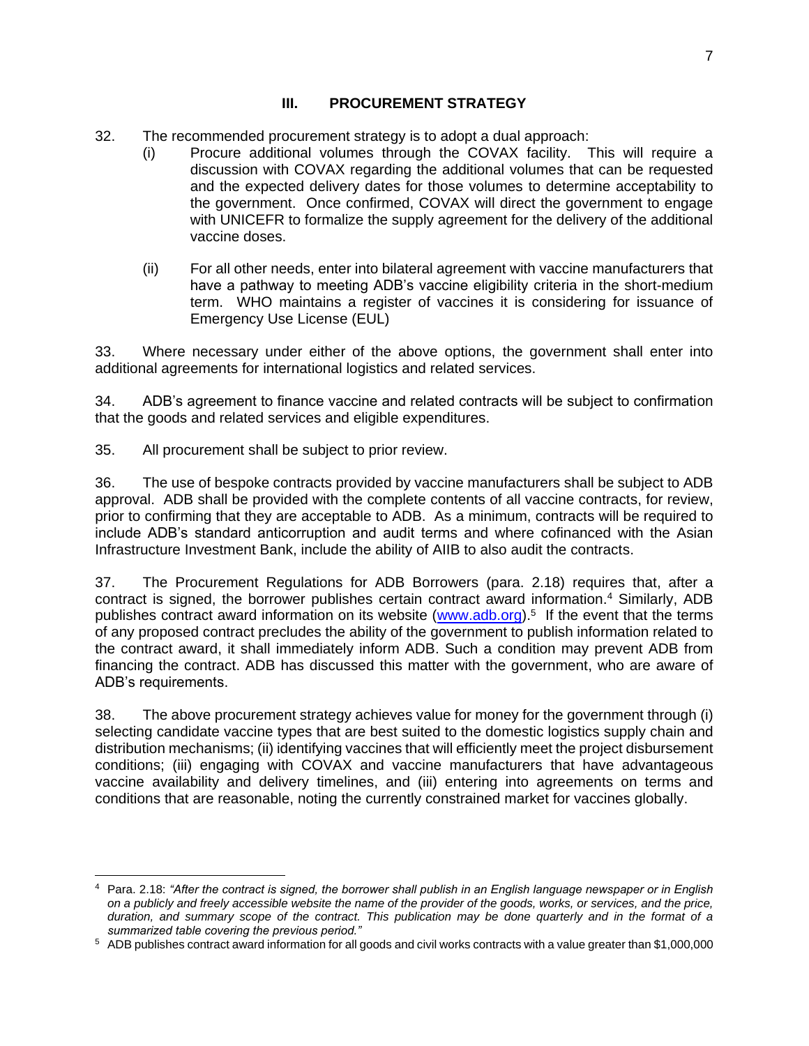## III. PROCUREMENT STRATEGY

32. The recommended procurement strategy is to adopt a dual approach:

   (i) Procure additional volumes through the COVAX facility. This will require a discussion with COVAX regarding the additional volumes that can be requested and the expected delivery dates for those volumes to determine acceptability to the government. Once confirmed, COVAX will direct the government to engage with UNICEFR to formalize the supply agreement for the delivery of the additional vaccine doses.

   (ii) For all other needs, enter into bilateral agreement with vaccine manufacturers that have a pathway to meeting ADB's vaccine eligibility criteria in the short-medium term. WHO maintains a register of vaccines it is considering for issuance of Emergency Use License (EUL)

33. Where necessary under either of the above options, the government shall enter into additional agreements for international logistics and related services.

34. ADB's agreement to finance vaccine and related contracts will be subject to confirmation that the goods and related services and eligible expenditures.

35. All procurement shall be subject to prior review.

36. The use of bespoke contracts provided by vaccine manufacturers shall be subject to ADB approval. ADB shall be provided with the complete contents of all vaccine contracts, for review, prior to confirming that they are acceptable to ADB. As a minimum, contracts will be required to include ADB's standard anticorruption and audit terms and where cofinanced with the Asian Infrastructure Investment Bank, include the ability of AIIB to also audit the contracts.

37. The Procurement Regulations for ADB Borrowers (para. 2.18) requires that, after a contract is signed, the borrower publishes certain contract award information.[4] Similarly, ADB publishes contract award information on its website ([www.adb.org](http://www.adb.org)).[5] If the event that the terms of any proposed contract precludes the ability of the government to publish information related to the contract award, it shall immediately inform ADB. Such a condition may prevent ADB from financing the contract. ADB has discussed this matter with the government, who are aware of ADB's requirements.

38. The above procurement strategy achieves value for money for the government through (i) selecting candidate vaccine types that are best suited to the domestic logistics supply chain and distribution mechanisms; (ii) identifying vaccines that will efficiently meet the project disbursement conditions; (iii) engaging with COVAX and vaccine manufacturers that have advantageous vaccine availability and delivery timelines, and (iii) entering into agreements on terms and conditions that are reasonable, noting the currently constrained market for vaccines globally.

---

[4] Para. 2.18: *"After the contract is signed, the borrower shall publish in an English language newspaper or in English on a publicly and freely accessible website the name of the provider of the goods, works, or services, and the price, duration, and summary scope of the contract. This publication may be done quarterly and in the format of a summarized table covering the previous period."*

[5] ADB publishes contract award information for all goods and civil works contracts with a value greater than $1,000,000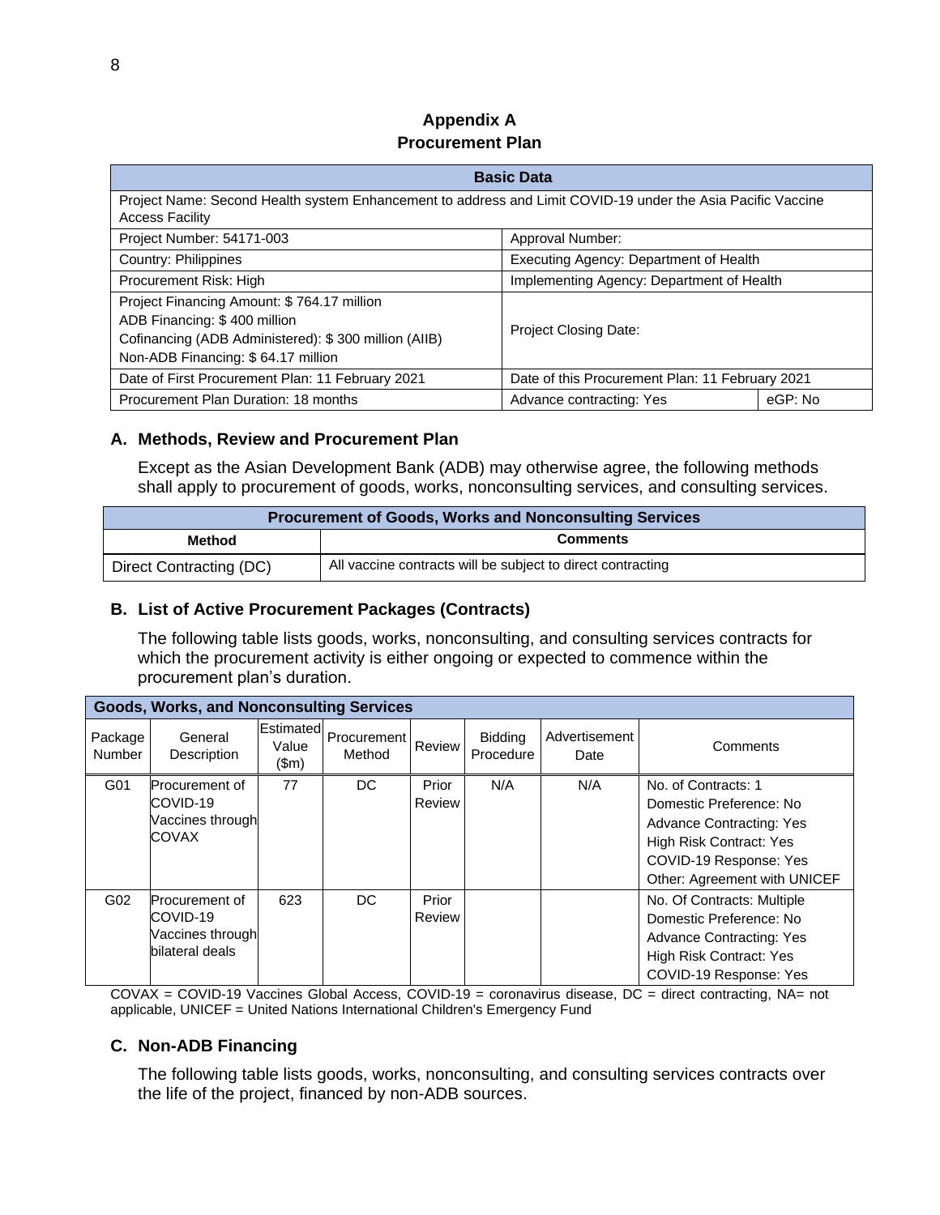# Appendix A
# Procurement Plan

| Basic Data | | |
|---|---|---|
| Project Name: Second Health system Enhancement to address and Limit COVID-19 under the Asia Pacific Vaccine Access Facility | | |
| Project Number: 54171-003 | Approval Number: | |
| Country: Philippines | Executing Agency: Department of Health | |
| Procurement Risk: High | Implementing Agency: Department of Health | |
| Project Financing Amount: $ 764.17 million<br>ADB Financing: $ 400 million<br>Cofinancing (ADB Administered): $ 300 million (AIIB)<br>Non-ADB Financing: $ 64.17 million | Project Closing Date: | |
| Date of First Procurement Plan: 11 February 2021 | Date of this Procurement Plan: 11 February 2021 | |
| Procurement Plan Duration: 18 months | Advance contracting: Yes | eGP: No |

## A. Methods, Review and Procurement Plan

Except as the Asian Development Bank (ADB) may otherwise agree, the following methods shall apply to procurement of goods, works, nonconsulting services, and consulting services.

| Procurement of Goods, Works and Nonconsulting Services | |
|---|---|
| **Method** | **Comments** |
| Direct Contracting (DC) | All vaccine contracts will be subject to direct contracting |

## B. List of Active Procurement Packages (Contracts)

The following table lists goods, works, nonconsulting, and consulting services contracts for which the procurement activity is either ongoing or expected to commence within the procurement plan's duration.

| Goods, Works, and Nonconsulting Services | | | | | | | |
|---|---|---|---|---|---|---|---|
| Package Number | General Description | Estimated Value ($m) | Procurement Method | Review | Bidding Procedure | Advertisement Date | Comments |
| G01 | Procurement of COVID-19 Vaccines through COVAX | 77 | DC | Prior Review | N/A | N/A | No. of Contracts: 1<br>Domestic Preference: No<br>Advance Contracting: Yes<br>High Risk Contract: Yes<br>COVID-19 Response: Yes<br>Other: Agreement with UNICEF |
| G02 | Procurement of COVID-19 Vaccines through bilateral deals | 623 | DC | Prior Review | | | No. Of Contracts: Multiple<br>Domestic Preference: No<br>Advance Contracting: Yes<br>High Risk Contract: Yes<br>COVID-19 Response: Yes |

COVAX = COVID-19 Vaccines Global Access, COVID-19 = coronavirus disease, DC = direct contracting, NA= not applicable, UNICEF = United Nations International Children's Emergency Fund

## C. Non-ADB Financing

The following table lists goods, works, nonconsulting, and consulting services contracts over the life of the project, financed by non-ADB sources.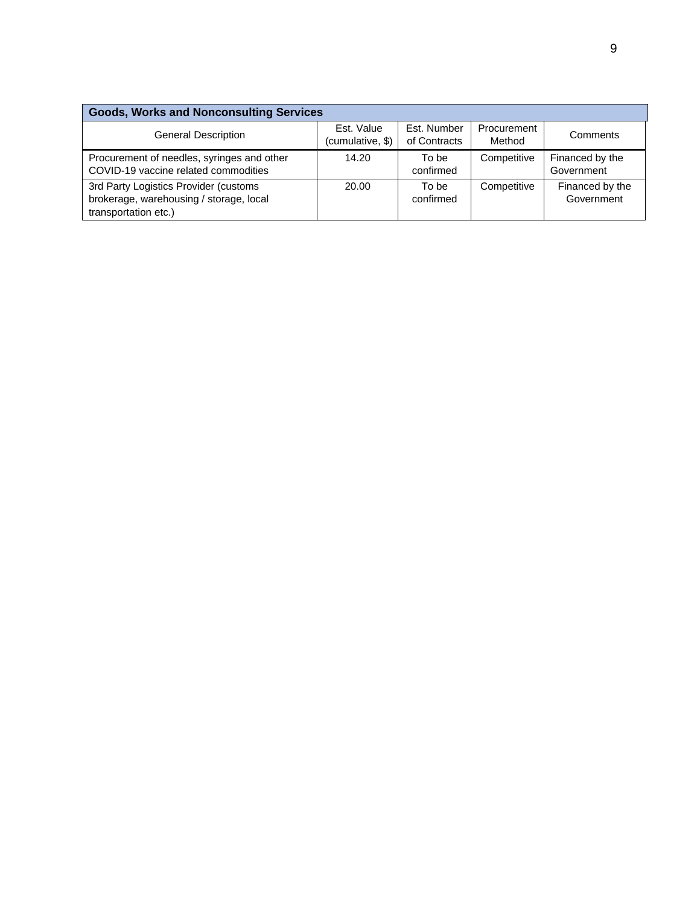| Goods, Works and Nonconsulting Services | | | | |
|---|---|---|---|---|
| General Description | Est. Value (cumulative, $) | Est. Number of Contracts | Procurement Method | Comments |
| Procurement of needles, syringes and other COVID-19 vaccine related commodities | 14.20 | To be confirmed | Competitive | Financed by the Government |
| 3rd Party Logistics Provider (customs brokerage, warehousing / storage, local transportation etc.) | 20.00 | To be confirmed | Competitive | Financed by the Government |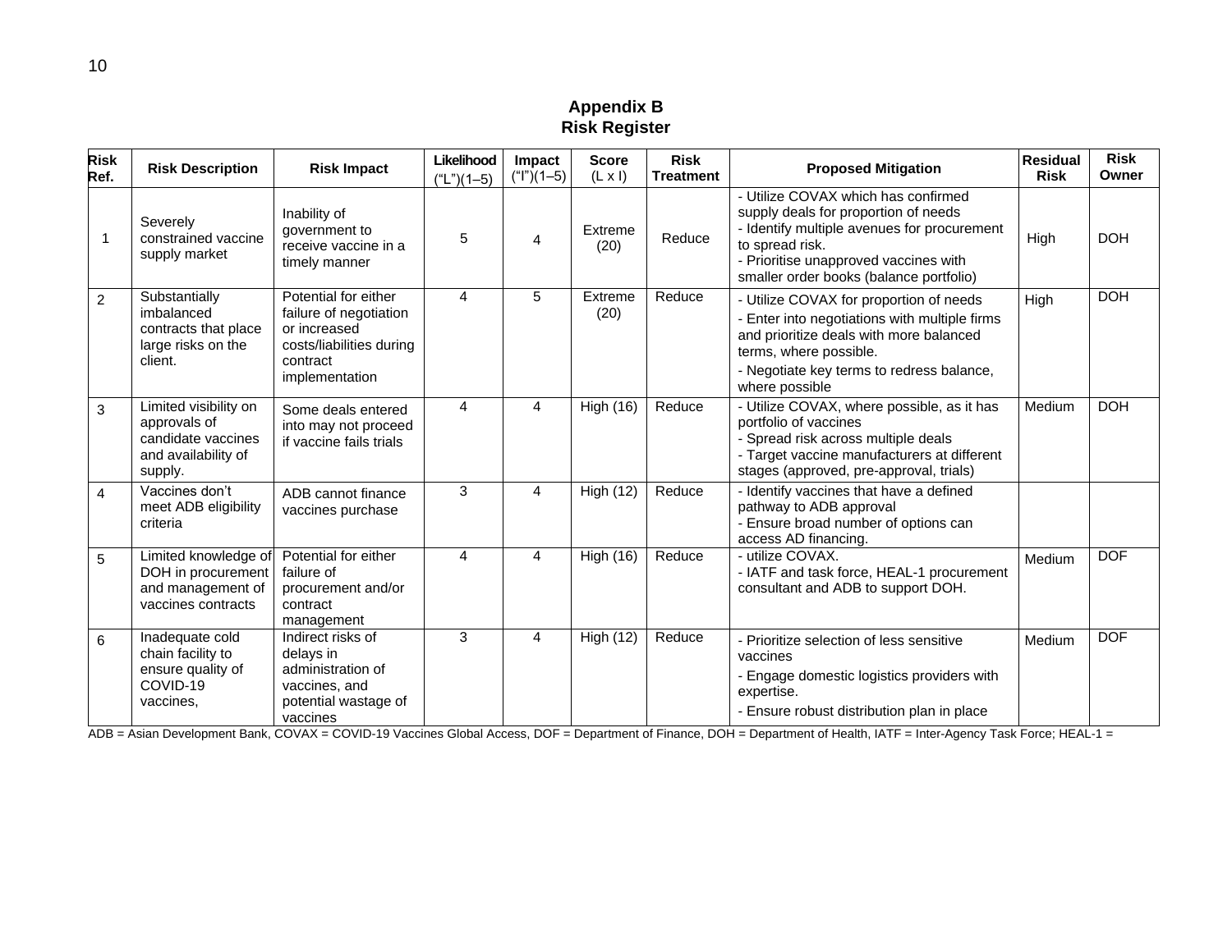## Appendix B
## Risk Register

| Risk Ref. | Risk Description | Risk Impact | Likelihood ("L")(1–5) | Impact ("I")(1–5) | Score (L x I) | Risk Treatment | Proposed Mitigation | Residual Risk | Risk Owner |
|---|---|---|---|---|---|---|---|---|---|
| 1 | Severely constrained vaccine supply market | Inability of government to receive vaccine in a timely manner | 5 | 4 | Extreme (20) | Reduce | - Utilize COVAX which has confirmed supply deals for proportion of needs<br>- Identify multiple avenues for procurement to spread risk.<br>- Prioritise unapproved vaccines with smaller order books (balance portfolio) | High | DOH |
| 2 | Substantially imbalanced contracts that place large risks on the client. | Potential for either failure of negotiation or increased costs/liabilities during contract implementation | 4 | 5 | Extreme (20) | Reduce | - Utilize COVAX for proportion of needs<br>- Enter into negotiations with multiple firms and prioritize deals with more balanced terms, where possible.<br>- Negotiate key terms to redress balance, where possible | High | DOH |
| 3 | Limited visibility on approvals of candidate vaccines and availability of supply. | Some deals entered into may not proceed if vaccine fails trials | 4 | 4 | High (16) | Reduce | - Utilize COVAX, where possible, as it has portfolio of vaccines<br>- Spread risk across multiple deals<br>- Target vaccine manufacturers at different stages (approved, pre-approval, trials) | Medium | DOH |
| 4 | Vaccines don't meet ADB eligibility criteria | ADB cannot finance vaccines purchase | 3 | 4 | High (12) | Reduce | - Identify vaccines that have a defined pathway to ADB approval<br>- Ensure broad number of options can access AD financing. | | |
| 5 | Limited knowledge of DOH in procurement and management of vaccines contracts | Potential for either failure of procurement and/or contract management | 4 | 4 | High (16) | Reduce | - utilize COVAX.<br>- IATF and task force, HEAL-1 procurement consultant and ADB to support DOH. | Medium | DOF |
| 6 | Inadequate cold chain facility to ensure quality of COVID-19 vaccines, | Indirect risks of delays in administration of vaccines, and potential wastage of vaccines | 3 | 4 | High (12) | Reduce | - Prioritize selection of less sensitive vaccines<br>- Engage domestic logistics providers with expertise.<br>- Ensure robust distribution plan in place | Medium | DOF |

ADB = Asian Development Bank, COVAX = COVID-19 Vaccines Global Access, DOF = Department of Finance, DOH = Department of Health, IATF = Inter-Agency Task Force; HEAL-1 =